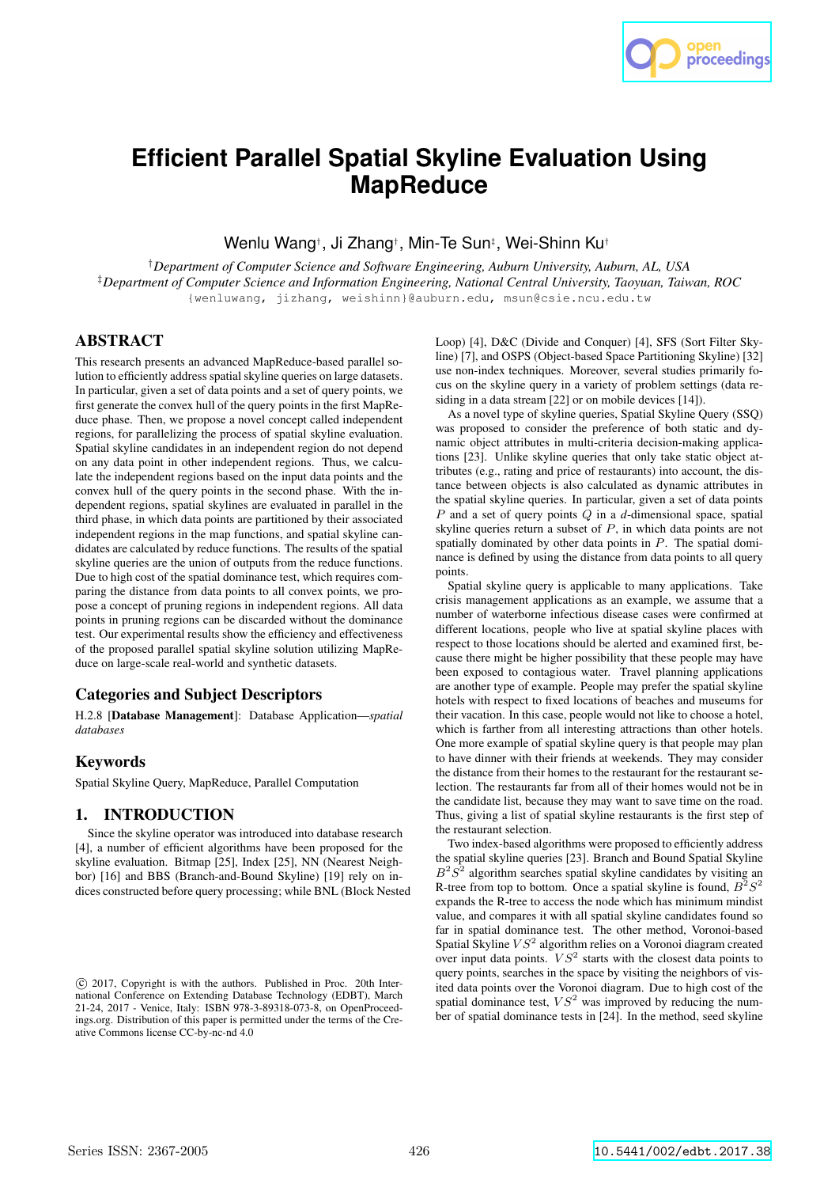# Efficient Parallel Spatial Skyline Evaluation Using MapReduce

Wenlu Wang[†], Ji Zhang[†], Min-Te Sun[‡], Wei-Shinn Ku[†]

[†]*Department of Computer Science and Software Engineering, Auburn University, Auburn, AL, USA*
[‡]*Department of Computer Science and Information Engineering, National Central University, Taoyuan, Taiwan, ROC*
{wenluwang, jizhang, weishinn}@auburn.edu, msun@csie.ncu.edu.tw

## ABSTRACT

This research presents an advanced MapReduce-based parallel solution to efficiently address spatial skyline queries on large datasets. In particular, given a set of data points and a set of query points, we first generate the convex hull of the query points in the first MapReduce phase. Then, we propose a novel concept called independent regions, for parallelizing the process of spatial skyline evaluation. Spatial skyline candidates in an independent region do not depend on any data point in other independent regions. Thus, we calculate the independent regions based on the input data points and the convex hull of the query points in the second phase. With the independent regions, spatial skylines are evaluated in parallel in the third phase, in which data points are partitioned by their associated independent regions in the map functions, and spatial skyline candidates are calculated by reduce functions. The results of the spatial skyline queries are the union of outputs from the reduce functions. Due to high cost of the spatial dominance test, which requires comparing the distance from data points to all convex points, we propose a concept of pruning regions in independent regions. All data points in pruning regions can be discarded without the dominance test. Our experimental results show the efficiency and effectiveness of the proposed parallel spatial skyline solution utilizing MapReduce on large-scale real-world and synthetic datasets.

## Categories and Subject Descriptors

H.2.8 [**Database Management**]: Database Application—*spatial databases*

## Keywords

Spatial Skyline Query, MapReduce, Parallel Computation

## 1. INTRODUCTION

Since the skyline operator was introduced into database research [4], a number of efficient algorithms have been proposed for the skyline evaluation. Bitmap [25], Index [25], NN (Nearest Neighbor) [16] and BBS (Branch-and-Bound Skyline) [19] rely on indices constructed before query processing; while BNL (Block Nested Loop) [4], D&C (Divide and Conquer) [4], SFS (Sort Filter Skyline) [7], and OSPS (Object-based Space Partitioning Skyline) [32] use non-index techniques. Moreover, several studies primarily focus on the skyline query in a variety of problem settings (data residing in a data stream [22] or on mobile devices [14]).

As a novel type of skyline queries, Spatial Skyline Query (SSQ) was proposed to consider the preference of both static and dynamic object attributes in multi-criteria decision-making applications [23]. Unlike skyline queries that only take static object attributes (e.g., rating and price of restaurants) into account, the distance between objects is also calculated as dynamic attributes in the spatial skyline queries. In particular, given a set of data points $P$ and a set of query points $Q$ in a $d$-dimensional space, spatial skyline queries return a subset of $P$, in which data points are not spatially dominated by other data points in $P$. The spatial dominance is defined by using the distance from data points to all query points.

Spatial skyline query is applicable to many applications. Take crisis management applications as an example, we assume that a number of waterborne infectious disease cases were confirmed at different locations, people who live at spatial skyline places with respect to those locations should be alerted and examined first, because there might be higher possibility that these people may have been exposed to contagious water. Travel planning applications are another type of example. People may prefer the spatial skyline hotels with respect to fixed locations of beaches and museums for their vacation. In this case, people would not like to choose a hotel, which is farther from all interesting attractions than other hotels. One more example of spatial skyline query is that people may plan to have dinner with their friends at weekends. They may consider the distance from their homes to the restaurant for the restaurant selection. The restaurants far from all of their homes would not be in the candidate list, because they may want to save time on the road. Thus, giving a list of spatial skyline restaurants is the first step of the restaurant selection.

Two index-based algorithms were proposed to efficiently address the spatial skyline queries [23]. Branch and Bound Spatial Skyline $B^2S^2$ algorithm searches spatial skyline candidates by visiting an R-tree from top to bottom. Once a spatial skyline is found, $B^2S^2$ expands the R-tree to access the node which has minimum mindist value, and compares it with all spatial skyline candidates found so far in spatial dominance test. The other method, Voronoi-based Spatial Skyline $VS^2$ algorithm relies on a Voronoi diagram created over input data points. $VS^2$ starts with the closest data points to query points, searches in the space by visiting the neighbors of visited data points over the Voronoi diagram. Due to high cost of the spatial dominance test, $VS^2$ was improved by reducing the number of spatial dominance tests in [24]. In the method, seed skyline

© 2017, Copyright is with the authors. Published in Proc. 20th International Conference on Extending Database Technology (EDBT), March 21-24, 2017 - Venice, Italy: ISBN 978-3-89318-073-8, on OpenProceedings.org. Distribution of this paper is permitted under the terms of the Creative Commons license CC-by-nc-nd 4.0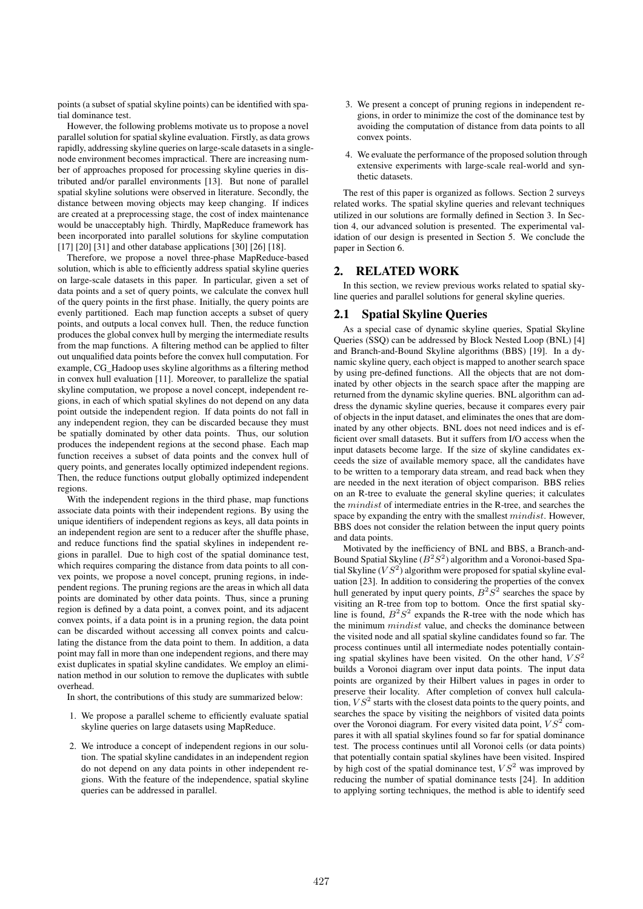points (a subset of spatial skyline points) can be identified with spatial dominance test.

However, the following problems motivate us to propose a novel parallel solution for spatial skyline evaluation. Firstly, as data grows rapidly, addressing skyline queries on large-scale datasets in a single-node environment becomes impractical. There are increasing number of approaches proposed for processing skyline queries in distributed and/or parallel environments [13]. But none of parallel spatial skyline solutions were observed in literature. Secondly, the distance between moving objects may keep changing. If indices are created at a preprocessing stage, the cost of index maintenance would be unacceptably high. Thirdly, MapReduce framework has been incorporated into parallel solutions for skyline computation [17] [20] [31] and other database applications [30] [26] [18].

Therefore, we propose a novel three-phase MapReduce-based solution, which is able to efficiently address spatial skyline queries on large-scale datasets in this paper. In particular, given a set of data points and a set of query points, we calculate the convex hull of the query points in the first phase. Initially, the query points are evenly partitioned. Each map function accepts a subset of query points, and outputs a local convex hull. Then, the reduce function produces the global convex hull by merging the intermediate results from the map functions. A filtering method can be applied to filter out unqualified data points before the convex hull computation. For example, CG_Hadoop uses skyline algorithms as a filtering method in convex hull evaluation [11]. Moreover, to parallelize the spatial skyline computation, we propose a novel concept, independent regions, in each of which spatial skylines do not depend on any data point outside the independent region. If data points do not fall in any independent region, they can be discarded because they must be spatially dominated by other data points. Thus, our solution produces the independent regions at the second phase. Each map function receives a subset of data points and the convex hull of query points, and generates locally optimized independent regions. Then, the reduce functions output globally optimized independent regions.

With the independent regions in the third phase, map functions associate data points with their independent regions. By using the unique identifiers of independent regions as keys, all data points in an independent region are sent to a reducer after the shuffle phase, and reduce functions find the spatial skylines in independent regions in parallel. Due to high cost of the spatial dominance test, which requires comparing the distance from data points to all convex points, we propose a novel concept, pruning regions, in independent regions. The pruning regions are the areas in which all data points are dominated by other data points. Thus, since a pruning region is defined by a data point, a convex point, and its adjacent convex points, if a data point is in a pruning region, the data point can be discarded without accessing all convex points and calculating the distance from the data point to them. In addition, a data point may fall in more than one independent regions, and there may exist duplicates in spatial skyline candidates. We employ an elimination method in our solution to remove the duplicates with subtle overhead.

In short, the contributions of this study are summarized below:

1. We propose a parallel scheme to efficiently evaluate spatial skyline queries on large datasets using MapReduce.
2. We introduce a concept of independent regions in our solution. The spatial skyline candidates in an independent region do not depend on any data points in other independent regions. With the feature of the independence, spatial skyline queries can be addressed in parallel.
3. We present a concept of pruning regions in independent regions, in order to minimize the cost of the dominance test by avoiding the computation of distance from data points to all convex points.
4. We evaluate the performance of the proposed solution through extensive experiments with large-scale real-world and synthetic datasets.

The rest of this paper is organized as follows. Section 2 surveys related works. The spatial skyline queries and relevant techniques utilized in our solutions are formally defined in Section 3. In Section 4, our advanced solution is presented. The experimental validation of our design is presented in Section 5. We conclude the paper in Section 6.

## 2. RELATED WORK

In this section, we review previous works related to spatial skyline queries and parallel solutions for general skyline queries.

### 2.1 Spatial Skyline Queries

As a special case of dynamic skyline queries, Spatial Skyline Queries (SSQ) can be addressed by Block Nested Loop (BNL) [4] and Branch-and-Bound Skyline algorithms (BBS) [19]. In a dynamic skyline query, each object is mapped to another search space by using pre-defined functions. All the objects that are not dominated by other objects in the search space after the mapping are returned from the dynamic skyline queries. BNL algorithm can address the dynamic skyline queries, because it compares every pair of objects in the input dataset, and eliminates the ones that are dominated by any other objects. BNL does not need indices and is efficient over small datasets. But it suffers from I/O access when the input datasets become large. If the size of skyline candidates exceeds the size of available memory space, all the candidates have to be written to a temporary data stream, and read back when they are needed in the next iteration of object comparison. BBS relies on an R-tree to evaluate the general skyline queries; it calculates the $mindist$ of intermediate entries in the R-tree, and searches the space by expanding the entry with the smallest $mindist$. However, BBS does not consider the relation between the input query points and data points.

Motivated by the inefficiency of BNL and BBS, a Branch-and-Bound Spatial Skyline ($B^2S^2$) algorithm and a Voronoi-based Spatial Skyline ($VS^2$) algorithm were proposed for spatial skyline evaluation [23]. In addition to considering the properties of the convex hull generated by input query points, $B^2S^2$ searches the space by visiting an R-tree from top to bottom. Once the first spatial skyline is found, $B^2S^2$ expands the R-tree with the node which has the minimum $mindist$ value, and checks the dominance between the visited node and all spatial skyline candidates found so far. The process continues until all intermediate nodes potentially containing spatial skylines have been visited. On the other hand, $VS^2$ builds a Voronoi diagram over input data points. The input data points are organized by their Hilbert values in pages in order to preserve their locality. After completion of convex hull calculation, $VS^2$ starts with the closest data points to the query points, and searches the space by visiting the neighbors of visited data points over the Voronoi diagram. For every visited data point, $VS^2$ compares it with all spatial skylines found so far for spatial dominance test. The process continues until all Voronoi cells (or data points) that potentially contain spatial skylines have been visited. Inspired by high cost of the spatial dominance test, $VS^2$ was improved by reducing the number of spatial dominance tests [24]. In addition to applying sorting techniques, the method is able to identify seed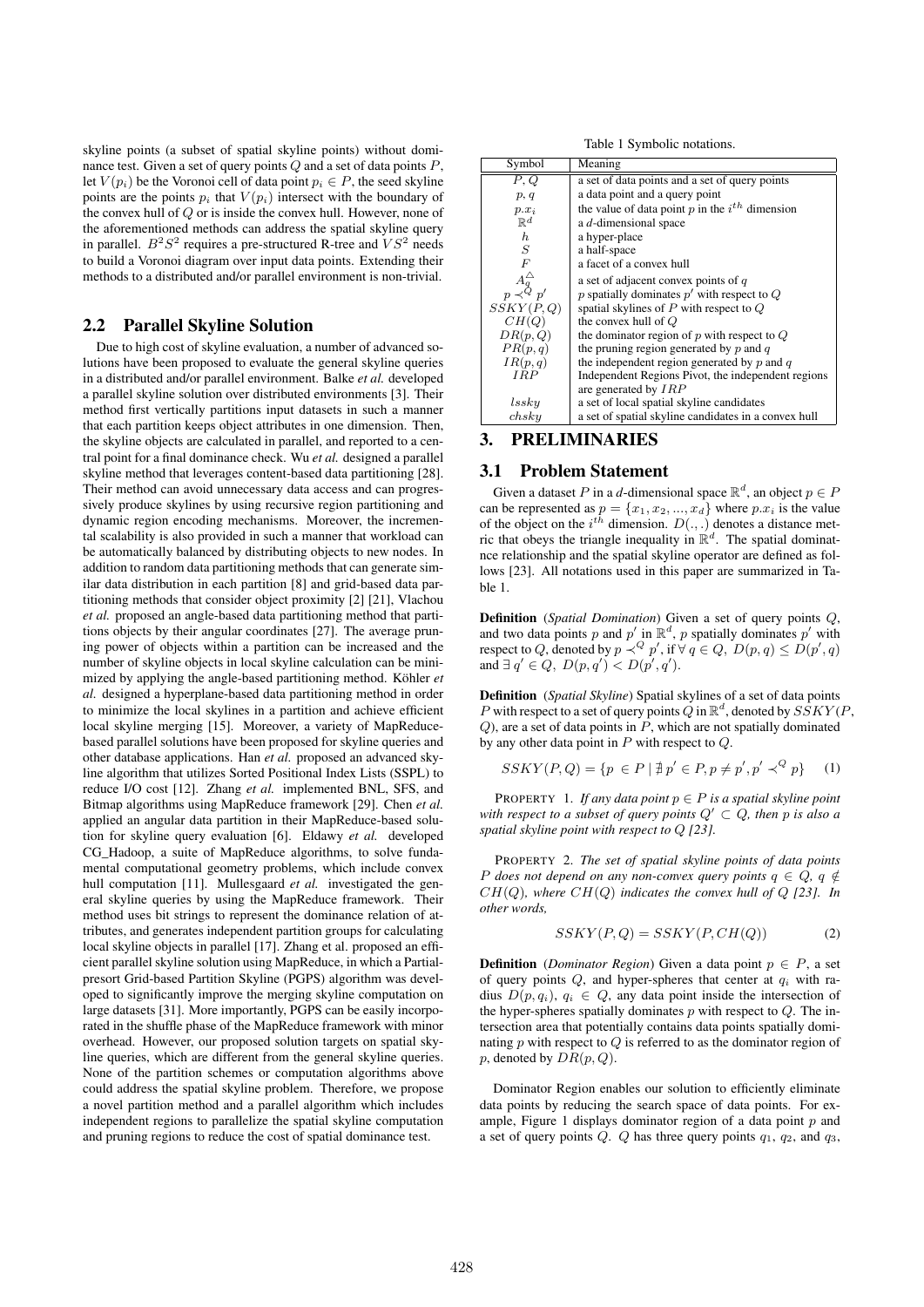skyline points (a subset of spatial skyline points) without dominance test. Given a set of query points $Q$ and a set of data points $P$, let $V(p_i)$ be the Voronoi cell of data point $p_i \in P$, the seed skyline points are the points $p_i$ that $V(p_i)$ intersect with the boundary of the convex hull of $Q$ or is inside the convex hull. However, none of the aforementioned methods can address the spatial skyline query in parallel. $B^2S^2$ requires a pre-structured R-tree and $VS^2$ needs to build a Voronoi diagram over input data points. Extending their methods to a distributed and/or parallel environment is non-trivial.

## 2.2 Parallel Skyline Solution

Due to high cost of skyline evaluation, a number of advanced solutions have been proposed to evaluate the general skyline queries in a distributed and/or parallel environment. Balke *et al.* developed a parallel skyline solution over distributed environments [3]. Their method first vertically partitions input datasets in such a manner that each partition keeps object attributes in one dimension. Then, the skyline objects are calculated in parallel, and reported to a central point for a final dominance check. Wu *et al.* designed a parallel skyline method that leverages content-based data partitioning [28]. Their method can avoid unnecessary data access and can progressively produce skylines by using recursive region partitioning and dynamic region encoding mechanisms. Moreover, the incremental scalability is also provided in such a manner that workload can be automatically balanced by distributing objects to new nodes. In addition to random data partitioning methods that can generate similar data distribution in each partition [8] and grid-based data partitioning methods that consider object proximity [2] [21], Vlachou *et al.* proposed an angle-based data partitioning method that partitions objects by their angular coordinates [27]. The average pruning power of objects within a partition can be increased and the number of skyline objects in local skyline calculation can be minimized by applying the angle-based partitioning method. Köhler *et al.* designed a hyperplane-based data partitioning method in order to minimize the local skylines in a partition and achieve efficient local skyline merging [15]. Moreover, a variety of MapReduce-based parallel solutions have been proposed for skyline queries and other database applications. Han *et al.* proposed an advanced skyline algorithm that utilizes Sorted Positional Index Lists (SSPL) to reduce I/O cost [12]. Zhang *et al.* implemented BNL, SFS, and Bitmap algorithms using MapReduce framework [29]. Chen *et al.* applied an angular data partition in their MapReduce-based solution for skyline query evaluation [6]. Eldawy *et al.* developed CG_Hadoop, a suite of MapReduce algorithms, to solve fundamental computational geometry problems, which include convex hull computation [11]. Mullesgaard *et al.* investigated the general skyline queries by using the MapReduce framework. Their method uses bit strings to represent the dominance relation of attributes, and generates independent partition groups for calculating local skyline objects in parallel [17]. Zhang et al. proposed an efficient parallel skyline solution using MapReduce, in which a Partial-presort Grid-based Partition Skyline (PGPS) algorithm was developed to significantly improve the merging skyline computation on large datasets [31]. More importantly, PGPS can be easily incorporated in the shuffle phase of the MapReduce framework with minor overhead. However, our proposed solution targets on spatial skyline queries, which are different from the general skyline queries. None of the partition schemes or computation algorithms above could address the spatial skyline problem. Therefore, we propose a novel partition method and a parallel algorithm which includes independent regions to parallelize the spatial skyline computation and pruning regions to reduce the cost of spatial dominance test.

Table 1 Symbolic notations.

| Symbol | Meaning |
|---|---|
| $P, Q$ | a set of data points and a set of query points |
| $p, q$ | a data point and a query point |
| $p.x_i$ | the value of data point $p$ in the $i^{th}$ dimension |
| $\mathbb{R}^d$ | a $d$-dimensional space |
| $h$ | a hyper-place |
| $S$ | a half-space |
| $F$ | a facet of a convex hull |
| $A_q^{\triangle}$ | a set of adjacent convex points of $q$ |
| $p \prec^Q p'$ | $p$ spatially dominates $p'$ with respect to $Q$ |
| $SSKY(P,Q)$ | spatial skylines of $P$ with respect to $Q$ |
| $CH(Q)$ | the convex hull of $Q$ |
| $DR(p,Q)$ | the dominator region of $p$ with respect to $Q$ |
| $PR(p,q)$ | the pruning region generated by $p$ and $q$ |
| $IR(p,q)$ | the independent region generated by $p$ and $q$ |
| $IRP$ | Independent Regions Pivot, the independent regions are generated by $IRP$ |
| $lssky$ | a set of local spatial skyline candidates |
| $chsky$ | a set of spatial skyline candidates in a convex hull |

# 3. PRELIMINARIES

## 3.1 Problem Statement

Given a dataset $P$ in a $d$-dimensional space $\mathbb{R}^d$, an object $p \in P$ can be represented as $p = \{x_1, x_2, ..., x_d\}$ where $p.x_i$ is the value of the object on the $i^{th}$ dimension. $D(.,.)$ denotes a distance metric that obeys the triangle inequality in $\mathbb{R}^d$. The spatial dominatnce relationship and the spatial skyline operator are defined as follows [23]. All notations used in this paper are summarized in Table 1.

**Definition** (*Spatial Domination*) Given a set of query points $Q$, and two data points $p$ and $p'$ in $\mathbb{R}^d$, $p$ spatially dominates $p'$ with respect to $Q$, denoted by $p \prec^Q p'$, if $\forall\, q \in Q,\ D(p,q) \le D(p',q)$ and $\exists\, q' \in Q,\ D(p,q') < D(p',q')$.

**Definition** (*Spatial Skyline*) Spatial skylines of a set of data points $P$ with respect to a set of query points $Q$ in $\mathbb{R}^d$, denoted by $SSKY(P, Q)$, are a set of data points in $P$, which are not spatially dominated by any other data point in $P$ with respect to $Q$.

$$SSKY(P,Q) = \{p \in P \mid \nexists\, p' \in P, p \neq p', p' \prec^Q p\} \quad (1)$$

PROPERTY 1. *If any data point $p \in P$ is a spatial skyline point with respect to a subset of query points $Q' \subset Q$, then $p$ is also a spatial skyline point with respect to $Q$ [23].*

PROPERTY 2. *The set of spatial skyline points of data points $P$ does not depend on any non-convex query points $q \in Q$, $q \notin CH(Q)$, where $CH(Q)$ indicates the convex hull of $Q$ [23]. In other words,*

$$SSKY(P,Q) = SSKY(P, CH(Q)) \quad (2)$$

**Definition** (*Dominator Region*) Given a data point $p \in P$, a set of query points $Q$, and hyper-spheres that center at $q_i$ with radius $D(p, q_i)$, $q_i \in Q$, any data point inside the intersection of the hyper-spheres spatially dominates $p$ with respect to $Q$. The intersection area that potentially contains data points spatially dominating $p$ with respect to $Q$ is referred to as the dominator region of $p$, denoted by $DR(p, Q)$.

Dominator Region enables our solution to efficiently eliminate data points by reducing the search space of data points. For example, Figure 1 displays dominator region of a data point $p$ and a set of query points $Q$. $Q$ has three query points $q_1$, $q_2$, and $q_3$,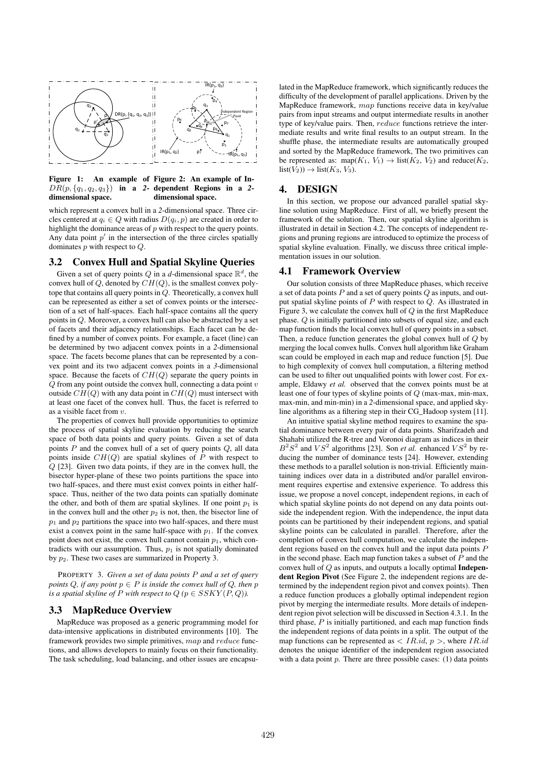Figure 1: An example of $DR(p, \{q_1, q_2, q_3\})$ in a 2-dimensional space.

Figure 2: An example of Independent Regions in a 2-dimensional space.

which represent a convex hull in a 2-dimensional space. Three circles centered at $q_i \in Q$ with radius $D(q_i, p)$ are created in order to highlight the dominance areas of $p$ with respect to the query points. Any data point $p'$ in the intersection of the three circles spatially dominates $p$ with respect to $Q$.

## 3.2 Convex Hull and Spatial Skyline Queries

Given a set of query points $Q$ in a $d$-dimensional space $\mathbb{R}^d$, the convex hull of $Q$, denoted by $CH(Q)$, is the smallest convex polytope that contains all query points in $Q$. Theoretically, a convex hull can be represented as either a set of convex points or the intersection of a set of half-spaces. Each half-space contains all the query points in $Q$. Moreover, a convex hull can also be abstracted by a set of facets and their adjacency relationships. Each facet can be defined by a number of convex points. For example, a facet (line) can be determined by two adjacent convex points in a 2-dimensional space. The facets become planes that can be represented by a convex point and its two adjacent convex points in a 3-dimensional space. Because the facets of $CH(Q)$ separate the query points in $Q$ from any point outside the convex hull, connecting a data point $v$ outside $CH(Q)$ with any data point in $CH(Q)$ must intersect with at least one facet of the convex hull. Thus, the facet is referred to as a visible facet from $v$.

The properties of convex hull provide opportunities to optimize the process of spatial skyline evaluation by reducing the search space of both data points and query points. Given a set of data points $P$ and the convex hull of a set of query points $Q$, all data points inside $CH(Q)$ are spatial skylines of $P$ with respect to $Q$ [23]. Given two data points, if they are in the convex hull, the bisector hyper-plane of these two points partitions the space into two half-spaces, and there must exist convex points in either half-space. Thus, neither of the two data points can spatially dominate the other, and both of them are spatial skylines. If one point $p_1$ is in the convex hull and the other $p_2$ is not, then, the bisector line of $p_1$ and $p_2$ partitions the space into two half-spaces, and there must exist a convex point in the same half-space with $p_1$. If the convex point does not exist, the convex hull cannot contain $p_1$, which contradicts with our assumption. Thus, $p_1$ is not spatially dominated by $p_2$. These two cases are summarized in Property 3.

PROPERTY 3. *Given a set of data points $P$ and a set of query points $Q$, if any point $p \in P$ is inside the convex hull of $Q$, then $p$ is a spatial skyline of $P$ with respect to $Q$ ($p \in SSKY(P, Q)$).*

## 3.3 MapReduce Overview

MapReduce was proposed as a generic programming model for data-intensive applications in distributed environments [10]. The framework provides two simple primitives, *map* and *reduce* functions, and allows developers to mainly focus on their functionality. The task scheduling, load balancing, and other issues are encapsulated in the MapReduce framework, which significantly reduces the difficulty of the development of parallel applications. Driven by the MapReduce framework, *map* functions receive data in key/value pairs from input streams and output intermediate results in another type of key/value pairs. Then, *reduce* functions retrieve the intermediate results and write final results to an output stream. In the shuffle phase, the intermediate results are automatically grouped and sorted by the MapReduce framework, The two primitives can be represented as: map($K_1$, $V_1$) $\rightarrow$ list($K_2$, $V_2$) and reduce($K_2$, list($V_2$)) $\rightarrow$ list($K_3$, $V_3$).

# 4. DESIGN

In this section, we propose our advanced parallel spatial skyline solution using MapReduce. First of all, we briefly present the framework of the solution. Then, our spatial skyline algorithm is illustrated in detail in Section 4.2. The concepts of independent regions and pruning regions are introduced to optimize the process of spatial skyline evaluation. Finally, we discuss three critical implementation issues in our solution.

## 4.1 Framework Overview

Our solution consists of three MapReduce phases, which receive a set of data points $P$ and a set of query points $Q$ as inputs, and output spatial skyline points of $P$ with respect to $Q$. As illustrated in Figure 3, we calculate the convex hull of $Q$ in the first MapReduce phase. $Q$ is initially partitioned into subsets of equal size, and each map function finds the local convex hull of query points in a subset. Then, a reduce function generates the global convex hull of $Q$ by merging the local convex hulls. Convex hull algorithm like Graham scan could be employed in each map and reduce function [5]. Due to high complexity of convex hull computation, a filtering method can be used to filter out unqualified points with lower cost. For example, Eldawy *et al.* observed that the convex points must be at least one of four types of skyline points of $Q$ (max-max, min-max, max-min, and min-min) in a 2-dimensional space, and applied skyline algorithms as a filtering step in their CG_Hadoop system [11].

An intuitive spatial skyline method requires to examine the spatial dominance between every pair of data points. Sharifzadeh and Shahabi utilized the R-tree and Voronoi diagram as indices in their $B^2S^2$ and $VS^2$ algorithms [23]. Son *et al.* enhanced $VS^2$ by reducing the number of dominance tests [24]. However, extending these methods to a parallel solution is non-trivial. Efficiently maintaining indices over data in a distributed and/or parallel environment requires expertise and extensive experience. To address this issue, we propose a novel concept, independent regions, in each of which spatial skyline points do not depend on any data points outside the independent region. With the independence, the input data points can be partitioned by their independent regions, and spatial skyline points can be calculated in parallel. Therefore, after the completion of convex hull computation, we calculate the independent regions based on the convex hull and the input data points $P$ in the second phase. Each map function takes a subset of $P$ and the convex hull of $Q$ as inputs, and outputs a locally optimal **Independent Region Pivot** (See Figure 2, the independent regions are determined by the independent region pivot and convex points). Then a reduce function produces a globally optimal independent region pivot by merging the intermediate results. More details of independent region pivot selection will be discussed in Section 4.3.1. In the third phase, $P$ is initially partitioned, and each map function finds the independent regions of data points in a split. The output of the map functions can be represented as $< IR.id,\ p >$, where $IR.id$ denotes the unique identifier of the independent region associated with a data point $p$. There are three possible cases: (1) data points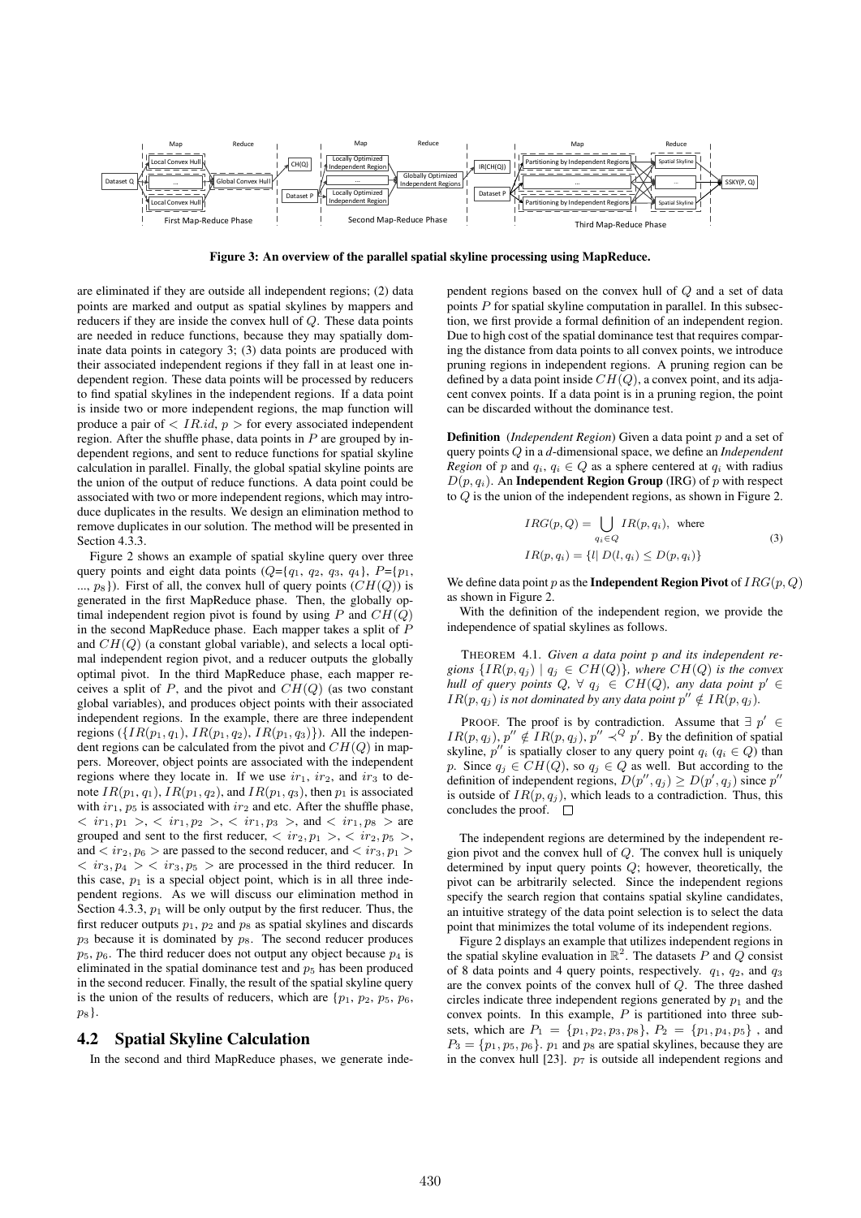Figure 3: An overview of the parallel spatial skyline processing using MapReduce.

are eliminated if they are outside all independent regions; (2) data points are marked and output as spatial skylines by mappers and reducers if they are inside the convex hull of $Q$. These data points are needed in reduce functions, because they may spatially dominate data points in category 3; (3) data points are produced with their associated independent regions if they fall in at least one independent region. These data points will be processed by reducers to find spatial skylines in the independent regions. If a data point is inside two or more independent regions, the map function will produce a pair of $< IR.id, p >$ for every associated independent region. After the shuffle phase, data points in $P$ are grouped by independent regions, and sent to reduce functions for spatial skyline calculation in parallel. Finally, the global spatial skyline points are the union of the output of reduce functions. A data point could be associated with two or more independent regions, which may introduce duplicates in the results. We design an elimination method to remove duplicates in our solution. The method will be presented in Section 4.3.3.

Figure 2 shows an example of spatial skyline query over three query points and eight data points ($Q$={$q_1$, $q_2$, $q_3$, $q_4$}, $P$={$p_1$, ..., $p_8$}). First of all, the convex hull of query points ($CH(Q)$) is generated in the first MapReduce phase. Then, the globally optimal independent region pivot is found by using $P$ and $CH(Q)$ in the second MapReduce phase. Each mapper takes a split of $P$ and $CH(Q)$ (a constant global variable), and selects a local optimal independent region pivot, and a reducer outputs the globally optimal pivot. In the third MapReduce phase, each mapper receives a split of $P$, and the pivot and $CH(Q)$ (as two constant global variables), and produces object points with their associated independent regions. In the example, there are three independent regions ({$IR(p_1, q_1)$, $IR(p_1, q_2)$, $IR(p_1, q_3)$}). All the independent regions can be calculated from the pivot and $CH(Q)$ in mappers. Moreover, object points are associated with the independent regions where they locate in. If we use $ir_1$, $ir_2$, and $ir_3$ to denote $IR(p_1, q_1)$, $IR(p_1, q_2)$, and $IR(p_1, q_3)$, then $p_1$ is associated with $ir_1$, $p_5$ is associated with $ir_2$ and etc. After the shuffle phase, $< ir_1, p_1 >$, $< ir_1, p_2 >$, $< ir_1, p_3 >$, and $< ir_1, p_8 >$ are grouped and sent to the first reducer, $< ir_2, p_1 >$, $< ir_2, p_5 >$, and $< ir_2, p_6 >$ are passed to the second reducer, and $< ir_3, p_1 >$ $< ir_3, p_4 >$ $< ir_3, p_5 >$ are processed in the third reducer. In this case, $p_1$ is a special object point, which is in all three independent regions. As we will discuss our elimination method in Section 4.3.3, $p_1$ will be only output by the first reducer. Thus, the first reducer outputs $p_1$, $p_2$ and $p_8$ as spatial skylines and discards $p_3$ because it is dominated by $p_8$. The second reducer produces $p_5$, $p_6$. The third reducer does not output any object because $p_4$ is eliminated in the spatial dominance test and $p_5$ has been produced in the second reducer. Finally, the result of the spatial skyline query is the union of the results of reducers, which are {$p_1$, $p_2$, $p_5$, $p_6$, $p_8$}.

## 4.2 Spatial Skyline Calculation

In the second and third MapReduce phases, we generate independent regions based on the convex hull of $Q$ and a set of data points $P$ for spatial skyline computation in parallel. In this subsection, we first provide a formal definition of an independent region. Due to high cost of the spatial dominance test that requires comparing the distance from data points to all convex points, we introduce pruning regions in independent regions. A pruning region can be defined by a data point inside $CH(Q)$, a convex point, and its adjacent convex points. If a data point is in a pruning region, the point can be discarded without the dominance test.

**Definition** (*Independent Region*) Given a data point $p$ and a set of query points $Q$ in a $d$-dimensional space, we define an *Independent Region* of $p$ and $q_i$, $q_i \in Q$ as a sphere centered at $q_i$ with radius $D(p, q_i)$. An **Independent Region Group** (IRG) of $p$ with respect to $Q$ is the union of the independent regions, as shown in Figure 2.

$$IRG(p, Q) = \bigcup_{q_i \in Q} IR(p, q_i), \text{ where}$$
$$IR(p, q_i) = \{l | \ D(l, q_i) \leq D(p, q_i)\} \tag{3}$$

We define data point $p$ as the **Independent Region Pivot** of $IRG(p, Q)$ as shown in Figure 2.

With the definition of the independent region, we provide the independence of spatial skylines as follows.

THEOREM 4.1. *Given a data point $p$ and its independent regions $\{IR(p, q_j) \mid q_j \in CH(Q)\}$, where $CH(Q)$ is the convex hull of query points $Q$, $\forall\ q_j \in CH(Q)$, any data point $p' \in IR(p, q_j)$ is not dominated by any data point $p'' \notin IR(p, q_j)$.*

PROOF. The proof is by contradiction. Assume that $\exists\ p' \in IR(p, q_j)$, $p'' \notin IR(p, q_j)$, $p'' \prec^Q p'$. By the definition of spatial skyline, $p''$ is spatially closer to any query point $q_i$ ($q_i \in Q$) than $p$. Since $q_j \in CH(Q)$, so $q_j \in Q$ as well. But according to the definition of independent regions, $D(p'', q_j) \geq D(p', q_j)$ since $p''$ is outside of $IR(p, q_j)$, which leads to a contradiction. Thus, this concludes the proof. $\square$

The independent regions are determined by the independent region pivot and the convex hull of $Q$. The convex hull is uniquely determined by input query points $Q$; however, theoretically, the pivot can be arbitrarily selected. Since the independent regions specify the search region that contains spatial skyline candidates, an intuitive strategy of the data point selection is to select the data point that minimizes the total volume of its independent regions.

Figure 2 displays an example that utilizes independent regions in the spatial skyline evaluation in $\mathbb{R}^2$. The datasets $P$ and $Q$ consist of 8 data points and 4 query points, respectively. $q_1$, $q_2$, and $q_3$ are the convex points of the convex hull of $Q$. The three dashed circles indicate three independent regions generated by $p_1$ and the convex points. In this example, $P$ is partitioned into three subsets, which are $P_1 = \{p_1, p_2, p_3, p_8\}$, $P_2 = \{p_1, p_4, p_5\}$ , and $P_3 = \{p_1, p_5, p_6\}$. $p_1$ and $p_8$ are spatial skylines, because they are in the convex hull [23]. $p_7$ is outside all independent regions and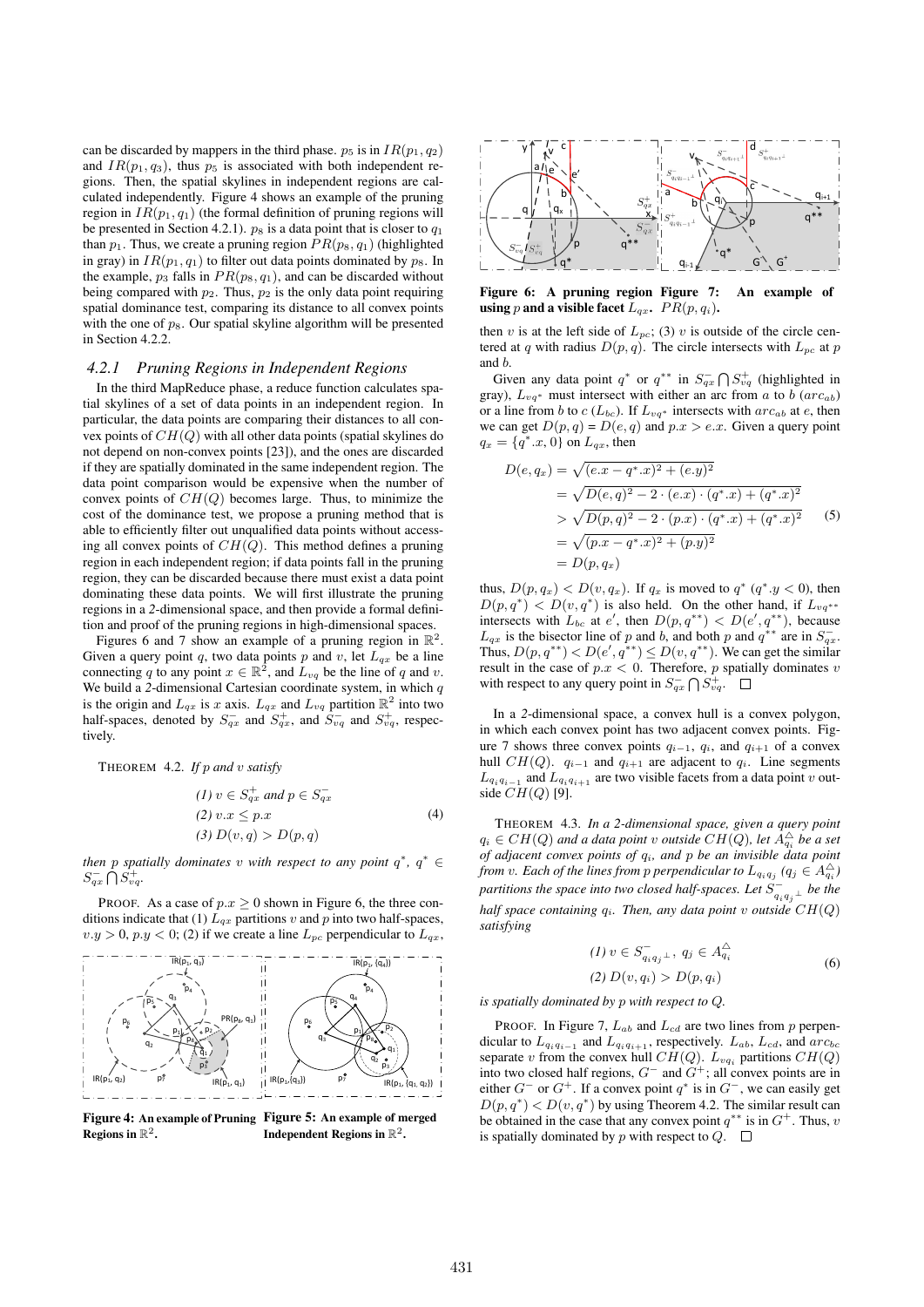can be discarded by mappers in the third phase. $p_5$ is in $IR(p_1, q_2)$ and $IR(p_1, q_3)$, thus $p_5$ is associated with both independent regions. Then, the spatial skylines in independent regions are calculated independently. Figure 4 shows an example of the pruning region in $IR(p_1, q_1)$ (the formal definition of pruning regions will be presented in Section 4.2.1). $p_8$ is a data point that is closer to $q_1$ than $p_1$. Thus, we create a pruning region $PR(p_8, q_1)$ (highlighted in gray) in $IR(p_1, q_1)$ to filter out data points dominated by $p_8$. In the example, $p_3$ falls in $PR(p_8, q_1)$, and can be discarded without being compared with $p_2$. Thus, $p_2$ is the only data point requiring spatial dominance test, comparing its distance to all convex points with the one of $p_8$. Our spatial skyline algorithm will be presented in Section 4.2.2.

### 4.2.1 Pruning Regions in Independent Regions

In the third MapReduce phase, a reduce function calculates spatial skylines of a set of data points in an independent region. In particular, the data points are comparing their distances to all convex points of $CH(Q)$ with all other data points (spatial skylines do not depend on non-convex points [23]), and the ones are discarded if they are spatially dominated in the same independent region. The data point comparison would be expensive when the number of convex points of $CH(Q)$ becomes large. Thus, to minimize the cost of the dominance test, we propose a pruning method that is able to efficiently filter out unqualified data points without accessing all convex points of $CH(Q)$. This method defines a pruning region in each independent region; if data points fall in the pruning region, they can be discarded because there must exist a data point dominating these data points. We will first illustrate the pruning regions in a 2-dimensional space, and then provide a formal definition and proof of the pruning regions in high-dimensional spaces.

Figures 6 and 7 show an example of a pruning region in $\mathbb{R}^2$. Given a query point $q$, two data points $p$ and $v$, let $L_{qx}$ be a line connecting $q$ to any point $x \in \mathbb{R}^2$, and $L_{vq}$ be the line of $q$ and $v$. We build a 2-dimensional Cartesian coordinate system, in which $q$ is the origin and $L_{qx}$ is $x$ axis. $L_{qx}$ and $L_{vq}$ partition $\mathbb{R}^2$ into two half-spaces, denoted by $S^-_{qx}$ and $S^+_{qx}$, and $S^-_{vq}$ and $S^+_{vq}$, respectively.

THEOREM 4.2. *If $p$ and $v$ satisfy*

$$
\begin{aligned}
&(1)\ v \in S^+_{qx} \text{ and } p \in S^-_{qx} \\
&(2)\ v.x \leq p.x \\
&(3)\ D(v, q) > D(p, q)
\end{aligned}
\tag{4}
$$

*then $p$ spatially dominates $v$ with respect to any point $q^*$, $q^* \in S^-_{qx} \bigcap S^+_{vq}$.*

PROOF. As a case of $p.x \geq 0$ shown in Figure 6, the three conditions indicate that (1) $L_{qx}$ partitions $v$ and $p$ into two half-spaces, $v.y > 0$, $p.y < 0$; (2) if we create a line $L_{pc}$ perpendicular to $L_{qx}$, then $v$ is at the left side of $L_{pc}$; (3) $v$ is outside of the circle centered at $q$ with radius $D(p, q)$. The circle intersects with $L_{pc}$ at $p$ and $b$.

Given any data point $q^*$ or $q^{**}$ in $S^-_{qx} \bigcap S^+_{vq}$ (highlighted in gray), $L_{vq^*}$ must intersect with either an arc from $a$ to $b$ ($arc_{ab}$) or a line from $b$ to $c$ ($L_{bc}$). $L_{vq^*}$ partitions $CH(Q)$. If $L_{vq^*}$ intersects with $arc_{ab}$ at $e$, then we can get $D(p, q) = D(e, q)$ and $p.x > e.x$. Given a query point $q_x = \{q^*.x, 0\}$ on $L_{qx}$, then

$$
\begin{aligned}
D(e, q_x) &= \sqrt{(e.x - q^*.x)^2 + (e.y)^2} \\
&= \sqrt{D(e, q)^2 - 2 \cdot (e.x) \cdot (q^*.x) + (q^*.x)^2} \\
&> \sqrt{D(p, q)^2 - 2 \cdot (p.x) \cdot (q^*.x) + (q^*.x)^2} \\
&= \sqrt{(p.x - q^*.x)^2 + (p.y)^2} \\
&= D(p, q_x)
\end{aligned}
\tag{5}
$$

thus, $D(p, q_x) < D(v, q_x)$. If $q_x$ is moved to $q^*$ ($q^*.y < 0$), then $D(p, q^*) < D(v, q^*)$ is also held. On the other hand, if $L_{vq^{**}}$ intersects with $L_{bc}$ at $e'$, then $D(p, q^{**}) < D(e', q^{**})$, because $L_{qx}$ is the bisector line of $p$ and $b$, and both $p$ and $q^{**}$ are in $S^-_{qx}$. Thus, $D(p, q^{**}) < D(e', q^{**}) \leq D(v, q^{**})$. We can get the similar result in the case of $p.x < 0$. Therefore, $p$ spatially dominates $v$ with respect to any query point in $S^-_{qx} \bigcap S^+_{vq}$. $\square$

Figure 4: An example of Pruning Regions in $\mathbb{R}^2$.

Figure 5: An example of merged Independent Regions in $\mathbb{R}^2$.

Figure 6: A pruning region using $p$ and a visible facet $L_{qx}$.

Figure 7: An example of $PR(p, q_i)$.

In a 2-dimensional space, a convex hull is a convex polygon, in which each convex point has two adjacent convex points. Figure 7 shows three convex points $q_{i-1}$, $q_i$, and $q_{i+1}$ of a convex hull $CH(Q)$. $q_{i-1}$ and $q_{i+1}$ are adjacent to $q_i$. Line segments $L_{q_i q_{i-1}}$ and $L_{q_i q_{i+1}}$ are two visible facets from a data point $v$ outside $CH(Q)$ [9].

THEOREM 4.3. *In a 2-dimensional space, given a query point $q_i \in CH(Q)$ and a data point $v$ outside $CH(Q)$, let $A^{\triangle}_{q_i}$ be a set of adjacent convex points of $q_i$, and $p$ be an invisible data point from $v$. Each of the lines from $p$ perpendicular to $L_{q_i q_j}$ ($q_j \in A^{\triangle}_{q_i}$) partitions the space into two closed half-spaces. Let $S^-_{q_i q_j{}^\perp}$ be the half space containing $q_i$. Then, any data point $v$ outside $CH(Q)$ satisfying*

$$
\begin{aligned}
&(1)\ v \in S^-_{q_i q_j{}^\perp},\ q_j \in A^{\triangle}_{q_i} \\
&(2)\ D(v, q_i) > D(p, q_i)
\end{aligned}
\tag{6}
$$

*is spatially dominated by $p$ with respect to $Q$.*

PROOF. In Figure 7, $L_{ab}$ and $L_{cd}$ are two lines from $p$ perpendicular to $L_{q_i q_{i-1}}$ and $L_{q_i q_{i+1}}$, respectively. $L_{ab}$, $L_{cd}$, and $arc_{bc}$ separate $v$ from the convex hull $CH(Q)$. $L_{vq_i}$ partitions $CH(Q)$ into two closed half regions, $G^-$ and $G^+$; all convex points are in either $G^-$ or $G^+$. If a convex point $q^*$ is in $G^-$, we can easily get $D(p, q^*) < D(v, q^*)$ by using Theorem 4.2. The similar result can be obtained in the case that any convex point $q^{**}$ is in $G^+$. Thus, $v$ is spatially dominated by $p$ with respect to $Q$. $\square$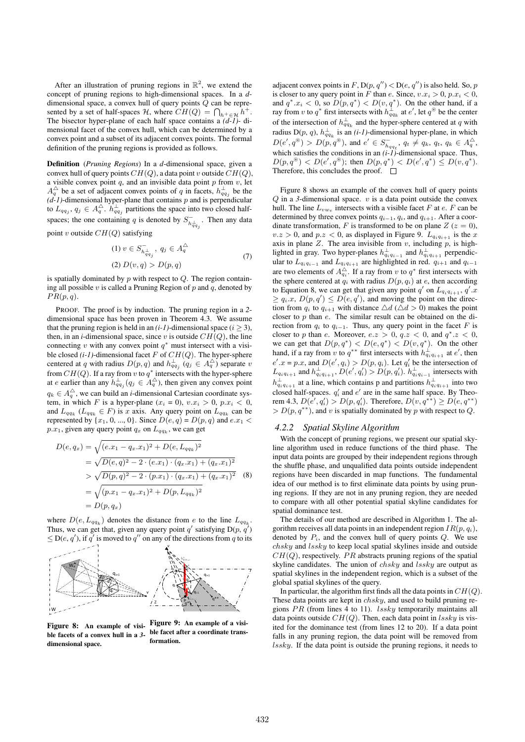After an illustration of pruning regions in $\mathbb{R}^2$, we extend the concept of pruning regions to high-dimensional spaces. In a $d$-dimensional space, a convex hull of query points $Q$ can be represented by a set of half-spaces $\mathcal{H}$, where $CH(Q) = \bigcap_{h^+ \in \mathcal{H}} h^+$. The bisector hyper-plane of each half space contains a *(d-1)*- dimensional facet of the convex hull, which can be determined by a convex point and a subset of its adjacent convex points. The formal definition of the pruning regions is provided as follows.

**Definition** (*Pruning Regions*) In a $d$-dimensional space, given a convex hull of query points $CH(Q)$, a data point $v$ outside $CH(Q)$, a visible convex point $q$, and an invisible data point $p$ from $v$, let $A_q^{\triangle}$ be a set of adjacent convex points of $q$ in facets, $h_{qq_j}^{\perp}$ be the *(d-1)*-dimensional hyper-plane that contains $p$ and is perpendicular to $L_{qq_j}$, $q_j \in A_q^{\triangle}$. $h_{qq_j}^{\perp}$ partitions the space into two closed half-spaces; the one containing $q$ is denoted by $S^{-}_{h^{\perp}_{qq_j}}$. Then any data point $v$ outside $CH(Q)$ satisfying

$$
\begin{aligned}
&(1)\ v \in S^{-}_{h^{\perp}_{qq_j}},\ q_j \in A_q^{\triangle} \\
&(2)\ D(v, q) > D(p, q)
\end{aligned}
\tag{7}
$$

is spatially dominated by $p$ with respect to $Q$. The region containing all possible $v$ is called a Pruning Region of $p$ and $q$, denoted by $PR(p, q)$.

PROOF. The proof is by induction. The pruning region in a *2*-dimensional space has been proven in Theorem 4.3. We assume that the pruning region is held in an *(i-1)*-dimensional space ($i \geq 3$), then, in an $i$-dimensional space, since $v$ is outside $CH(Q)$, the line connecting $v$ with any convex point $q^*$ must intersect with a visible closed *(i-1)*-dimensional facet $F$ of $CH(Q)$. The hyper-sphere centered at $q$ with radius $D(p, q)$ and $h_{qq_j}^{\perp}$ ($q_j \in A_q^{\triangle}$) separate $v$ from $CH(Q)$. If a ray from $v$ to $q^*$ intersects with the hyper-sphere at $e$ earlier than any $h_{qq_j}^{\perp}(q_j \in A_q^{\triangle})$, then given any convex point $q_k \in A_q^{\triangle}$, we can build an $i$-dimensional Cartesian coordinate system, in which $F$ is a hyper-plane ($x_i$ = 0), $v.x_i > 0$, $p.x_i < 0$, and $L_{qq_k}$ ($L_{qq_k} \in F$) is $x$ axis. Any query point on $L_{qq_k}$ can be represented by $\{x_1, 0, ..., 0\}$. Since $D(e, q) = D(p, q)$ and $e.x_1 < p.x_1$, given any query point $q_x$ on $L_{qq_k}$, we can get

$$
\begin{aligned}
D(e, q_x) &= \sqrt{(e.x_1 - q_x.x_1)^2 + D(e, L_{qq_k})^2} \\
&= \sqrt{D(e, q)^2 - 2 \cdot (e.x_1) \cdot (q_x.x_1) + (q_x.x_1)^2} \\
&> \sqrt{D(p, q)^2 - 2 \cdot (p.x_1) \cdot (q_x.x_1) + (q_x.x_1)^2} \\
&= \sqrt{(p.x_1 - q_x.x_1)^2 + D(p, L_{qq_k})^2} \\
&= D(p, q_x)
\end{aligned}
\tag{8}
$$

where $D(e, L_{qq_k})$ denotes the distance from $e$ to the line $L_{qq_k}$. Thus, we can get that, given any query point $q'$ satisfying D($p$, $q'$) $\leq$ D($e$, $q'$), if $q'$ is moved to $q''$ on any of the directions from $q$ to its adjacent convex points in $F$, D($p$, $q''$) < D($e$, $q''$) is also held. So, $p$ is closer to any query point in $F$ than $e$. Since, $v.x_i > 0$, $p.x_i < 0$, and $q^*.x_i < 0$, so $D(p, q^*) < D(v, q^*)$. On the other hand, if a ray from $v$ to $q^*$ first intersects with $h_{qq_k}^{\perp}$ at $e'$, let $q^{\circledast}$ be the center of the intersection of $h_{qq_k}^{\perp}$ and the hyper-sphere centered at $q$ with radius D($p$, $q$), $h_{qq_k}^{\perp}$ is an *(i-1)*-dimensional hyper-plane, in which $D(e', q^{\circledast}) > D(p, q^{\circledast})$, and $e' \in S^{-}_{h_{qq_t}}$, $q_t \neq q_k$, $q_t$, $q_k \in A_q^{\triangle}$, which satisfies the conditions in an *(i-1)*-dimensional space. Thus, $D(p, q^{\circledast}) < D(e', q^{\circledast})$; then $D(p, q^*) < D(e', q^*) \leq D(v, q^*)$. Therefore, this concludes the proof. □

Figure 8 shows an example of the convex hull of query points $Q$ in a *3*-dimensional space. $v$ is a data point outside the convex hull. The line $L_{vw_e}$ intersects with a visible facet $F$ at $e$. $F$ can be determined by three convex points $q_{i-1}$, $q_i$, and $q_{i+1}$. After a coordinate transformation, $F$ is transformed to be on plane $Z$ ($z = 0$), $v.z > 0$, and $p.z < 0$, as displayed in Figure 9. $L_{q_iq_{i+1}}$ is the $x$ axis in plane $Z$. The area invisible from $v$, including $p$, is highlighted in gray. Two hyper-planes $h_{q_iq_{i-1}}^{\perp}$ and $h_{q_iq_{i+1}}^{\perp}$ perpendicular to $L_{q_iq_{i-1}}$ and $L_{q_iq_{i+1}}$ are highlighted in red. $q_{i+1}$ and $q_{i-1}$ are two elements of $A_{q_i}^{\triangle}$. If a ray from $v$ to $q^*$ first intersects with the sphere centered at $q_i$ with radius $D(p, q_i)$ at $e$, then according to Equation 8, we can get that given any point $q'$ on $L_{q_iq_{i+1}}$, $q'.x \geq q_i.x$, $D(p, q') \leq D(e, q')$, and moving the point on the direction from $q_i$ to $q_{i+1}$ with distance $\triangle d$ ($\triangle d > 0$) makes the point closer to $p$ than $e$. The similar result can be obtained on the direction from $q_i$ to $q_{i-1}$. Thus, any query point in the facet $F$ is closer to $p$ than $e$. Moreover, $e.z > 0$, $q.z < 0$, and $q^*.z < 0$, we can get that $D(p, q^*) < D(e, q^*) < D(v, q^*)$. On the other hand, if a ray from $v$ to $q^{**}$ first intersects with $h_{q_iq_{i+1}}^{\perp}$ at $e'$, then $e'.x = p.x$, and $D(e', q_i) > D(p, q_i)$. Let $q_i'$ be the intersection of $L_{q_iq_{i+1}}$ and $h_{q_iq_{i+1}}^{\perp}$, $D(e', q_i') > D(p, q_i')$. $h_{q_iq_{i-1}}^{\perp}$ intersects with $h_{q_iq_{i+1}}^{\perp}$ at a line, which contains p and partitions $h_{q_iq_{i+1}}^{\perp}$ into two closed half-spaces. $q_i'$ and $e'$ are in the same half space. By Theorem 4.3, $D(e', q_i') > D(p, q_i')$. Therefore, $D(v, q^{**}) \geq D(e, q^{**}) > D(p, q^{**})$, and $v$ is spatially dominated by $p$ with respect to $Q$.

**Figure 8: An example of visible facets of a convex hull in a *3*-dimensional space.**

**Figure 9: An example of a visible facet after a coordinate transformation.**

### 4.2.2 Spatial Skyline Algorithm

With the concept of pruning regions, we present our spatial skyline algorithm used in reduce functions of the third phase. The input data points are grouped by their independent regions through the shuffle phase, and unqualified data points outside independent regions have been discarded in map functions. The fundamental idea of our method is to first eliminate data points by using pruning regions. If they are not in any pruning region, they are needed to compare with all other potential spatial skyline candidates for spatial dominance test.

The details of our method are described in Algorithm 1. The algorithm receives all data points in an independent region $IR(p, q_i)$, denoted by $P_i$, and the convex hull of query points $Q$. We use *chsky* and *lssky* to keep local spatial skylines inside and outside $CH(Q)$, respectively. $PR$ abstracts pruning regions of the spatial skyline candidates. The union of *chsky* and *lssky* are output as spatial skylines in the independent region, which is a subset of the global spatial skylines of the query.

In particular, the algorithm first finds all the data points in $CH(Q)$. These data points are kept in *chsky*, and used to build pruning regions $PR$ (from lines 4 to 11). *lssky* temporarily maintains all data points outside $CH(Q)$. Then, each data point in *lssky* is visited for the dominance test (from lines 12 to 20). If a data point falls in any pruning region, the data point will be removed from *lssky*. If the data point is outside the pruning regions, it needs to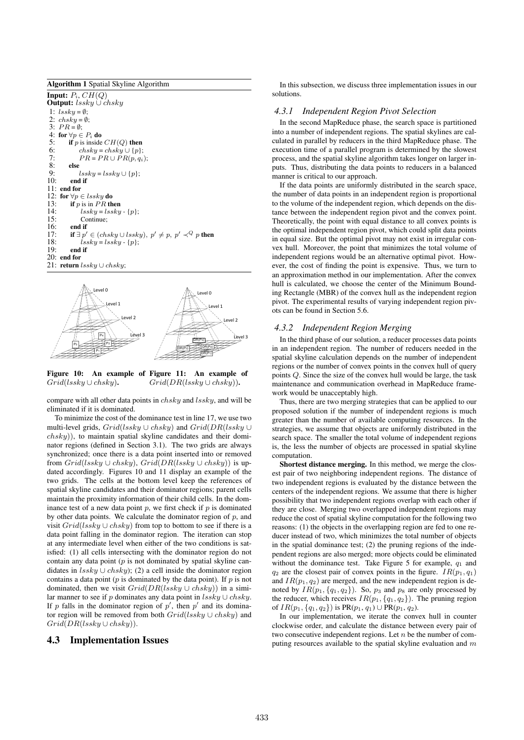**Algorithm 1** Spatial Skyline Algorithm

```
Input: P_i, CH(Q)
Output: lssky ∪ chsky
 1: lssky = ∅;
 2: chsky = ∅;
 3: PR = ∅;
 4: for ∀p ∈ P_i do
 5:     if p is inside CH(Q) then
 6:         chsky = chsky ∪ {p};
 7:         PR = PR ∪ PR(p, q_i);
 8:     else
 9:         lssky = lssky ∪ {p};
10:     end if
11: end for
12: for ∀p ∈ lssky do
13:     if p is in PR then
14:         lssky = lssky - {p};
15:         Continue;
16:     end if
17:     if ∃ p' ∈ (chsky ∪ lssky), p' ≠ p, p' ≺^Q p then
18:         lssky = lssky - {p};
19:     end if
20: end for
21: return lssky ∪ chsky;
```

**Figure 10: An example of** $Grid(lssky \cup chsky)$**.**

**Figure 11: An example of** $Grid(DR(lssky \cup chsky))$**.**

compare with all other data points in $chsky$ and $lssky$, and will be eliminated if it is dominated.

To minimize the cost of the dominance test in line 17, we use two multi-level grids, $Grid(lssky \cup chsky)$ and $Grid(DR(lssky \cup chsky))$, to maintain spatial skyline candidates and their dominator regions (defined in Section 3.1). The two grids are always synchronized; once there is a data point inserted into or removed from $Grid(lssky \cup chsky)$, $Grid(DR(lssky \cup chsky))$ is updated accordingly. Figures 10 and 11 display an example of the two grids. The cells at the bottom level keep the references of spatial skyline candidates and their dominator regions; parent cells maintain the proximity information of their child cells. In the dominance test of a new data point $p$, we first check if $p$ is dominated by other data points. We calculate the dominator region of $p$, and visit $Grid(lssky \cup chsky)$ from top to bottom to see if there is a data point falling in the dominator region. The iteration can stop at any intermediate level when either of the two conditions is satisfied: (1) all cells intersecting with the dominator region do not contain any data point ($p$ is not dominated by spatial skyline candidates in $lssky \cup chsky$); (2) a cell inside the dominator region contains a data point ($p$ is dominated by the data point). If $p$ is not dominated, then we visit $Grid(DR(lssky \cup chsky))$ in a similar manner to see if $p$ dominates any data point in $lssky \cup chsky$. If $p$ falls in the dominator region of $p'$, then $p'$ and its dominator region will be removed from both $Grid(lssky \cup chsky)$ and $Grid(DR(lssky \cup chsky))$.

## 4.3 Implementation Issues

In this subsection, we discuss three implementation issues in our solutions.

### 4.3.1 Independent Region Pivot Selection

In the second MapReduce phase, the search space is partitioned into a number of independent regions. The spatial skylines are calculated in parallel by reducers in the third MapReduce phase. The execution time of a parallel program is determined by the slowest process, and the spatial skyline algorithm takes longer on larger inputs. Thus, distributing the data points to reducers in a balanced manner is critical to our approach.

If the data points are uniformly distributed in the search space, the number of data points in an independent region is proportional to the volume of the independent region, which depends on the distance between the independent region pivot and the convex point. Theoretically, the point with equal distance to all convex points is the optimal independent region pivot, which could split data points in equal size. But the optimal pivot may not exist in irregular convex hull. Moreover, the point that minimizes the total volume of independent regions would be an alternative optimal pivot. However, the cost of finding the point is expensive. Thus, we turn to an approximation method in our implementation. After the convex hull is calculated, we choose the center of the Minimum Bounding Rectangle (MBR) of the convex hull as the independent region pivot. The experimental results of varying independent region pivots can be found in Section 5.6.

### 4.3.2 Independent Region Merging

In the third phase of our solution, a reducer processes data points in an independent region. The number of reducers needed in the spatial skyline calculation depends on the number of independent regions or the number of convex points in the convex hull of query points $Q$. Since the size of the convex hull would be large, the task maintenance and communication overhead in MapReduce framework would be unacceptably high.

Thus, there are two merging strategies that can be applied to our proposed solution if the number of independent regions is much greater than the number of available computing resources. In the strategies, we assume that objects are uniformly distributed in the search space. The smaller the total volume of independent regions is, the less the number of objects are processed in spatial skyline computation.

**Shortest distance merging.** In this method, we merge the closest pair of two neighboring independent regions. The distance of two independent regions is evaluated by the distance between the centers of the independent regions. We assume that there is higher possibility that two independent regions overlap with each other if they are close. Merging two overlapped independent regions may reduce the cost of spatial skyline computation for the following two reasons: (1) the objects in the overlapping region are fed to one reducer instead of two, which minimizes the total number of objects in the spatial dominance test; (2) the pruning regions of the independent regions are also merged; more objects could be eliminated without the dominance test. Take Figure 5 for example, $q_1$ and $q_2$ are the closest pair of convex points in the figure. $IR(p_1, q_1)$ and $IR(p_1, q_2)$ are merged, and the new independent region is denoted by $IR(p_1, \{q_1, q_2\})$. So, $p_3$ and $p_8$ are only processed by the reducer, which receives $IR(p_1, \{q_1, q_2\})$. The pruning region of $IR(p_1, \{q_1, q_2\})$ is PR($p_1$, $q_1$) ∪ PR($p_1$, $q_2$).

In our implementation, we iterate the convex hull in counter clockwise order, and calculate the distance between every pair of two consecutive independent regions. Let $n$ be the number of computing resources available to the spatial skyline evaluation and $m$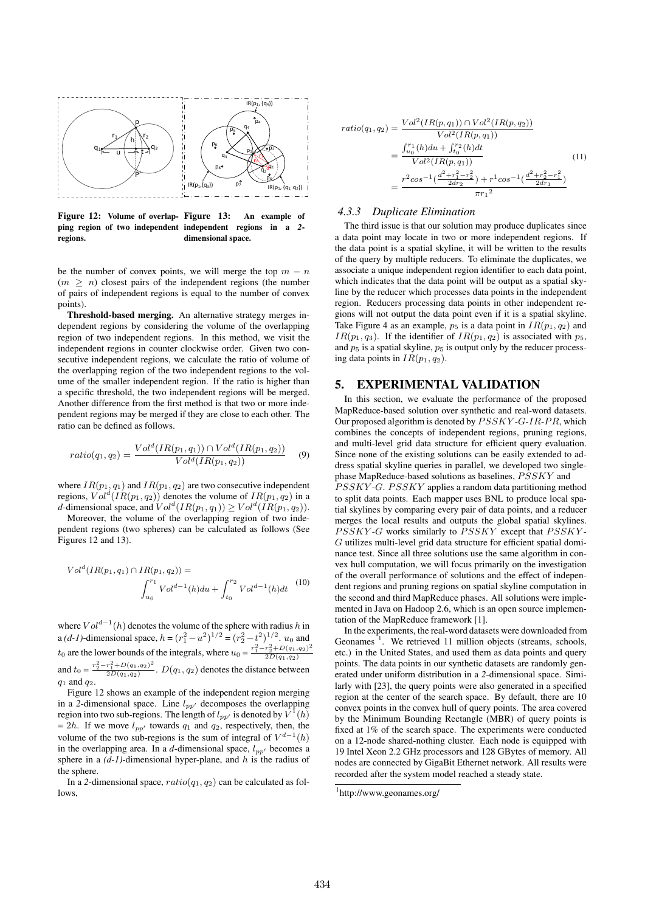Figure 12: Volume of overlapping region of two independent regions.

Figure 13: An example of independent regions in a *2*-dimensional space.

be the number of convex points, we will merge the top $m - n$ ($m \geq n$) closest pairs of the independent regions (the number of pairs of independent regions is equal to the number of convex points).

**Threshold-based merging.** An alternative strategy merges independent regions by considering the volume of the overlapping region of two independent regions. In this method, we visit the independent regions in counter clockwise order. Given two consecutive independent regions, we calculate the ratio of volume of the overlapping region of the two independent regions to the volume of the smaller independent region. If the ratio is higher than a specific threshold, the two independent regions will be merged. Another difference from the first method is that two or more independent regions may be merged if they are close to each other. The ratio can be defined as follows.

$$ratio(q_1, q_2) = \frac{Vol^d(IR(p_1, q_1)) \cap Vol^d(IR(p_1, q_2))}{Vol^d(IR(p_1, q_2))} \quad (9)$$

where $IR(p_1, q_1)$ and $IR(p_1, q_2)$ are two consecutive independent regions, $Vol^d(IR(p_1, q_2))$ denotes the volume of $IR(p_1, q_2)$ in a *d*-dimensional space, and $Vol^d(IR(p_1, q_1)) \geq Vol^d(IR(p_1, q_2))$.

Moreover, the volume of the overlapping region of two independent regions (two spheres) can be calculated as follows (See Figures 12 and 13).

$$Vol^d(IR(p_1, q_1) \cap IR(p_1, q_2)) = \int_{u_0}^{r_1} Vol^{d-1}(h)du + \int_{t_0}^{r_2} Vol^{d-1}(h)dt \quad (10)$$

where $Vol^{d-1}(h)$ denotes the volume of the sphere with radius $h$ in a *(d-1)*-dimensional space, $h = (r_1^2 - u^2)^{1/2} = (r_2^2 - t^2)^{1/2}$. $u_0$ and $t_0$ are the lower bounds of the integrals, where $u_0 = \frac{r_1^2 - r_2^2 + D(q_1, q_2)^2}{2D(q_1, q_2)}$ and $t_0 = \frac{r_2^2 - r_1^2 + D(q_1, q_2)^2}{2D(q_1, q_2)}$. $D(q_1, q_2)$ denotes the distance between $q_1$ and $q_2$.

Figure 12 shows an example of the independent region merging in a *2*-dimensional space. Line $l_{pp'}$ decomposes the overlapping region into two sub-regions. The length of $l_{pp'}$ is denoted by $V^1(h) = 2h$. If we move $l_{pp'}$ towards $q_1$ and $q_2$, respectively, then, the volume of the two sub-regions is the sum of integral of $V^{d-1}(h)$ in the overlapping area. In a *d*-dimensional space, $l_{pp'}$ becomes a sphere in a *(d-1)*-dimensional hyper-plane, and $h$ is the radius of the sphere.

In a *2*-dimensional space, $ratio(q_1, q_2)$ can be calculated as follows,

$$\begin{aligned} ratio(q_1, q_2) &= \frac{Vol^2(IR(p, q_1)) \cap Vol^2(IR(p, q_2))}{Vol^2(IR(p, q_1))} \\ &= \frac{\int_{u_0}^{r_1}(h)du + \int_{t_0}^{r_2}(h)dt}{Vol^2(IR(p, q_1))} \\ &= \frac{r^2 cos^{-1}(\frac{d^2 + r_1^2 - r_2^2}{2dr_2}) + r^1 cos^{-1}(\frac{d^2 + r_2^2 - r_1^2}{2dr_1})}{\pi {r_1}^2} \end{aligned} \quad (11)$$

### 4.3.3 Duplicate Elimination

The third issue is that our solution may produce duplicates since a data point may locate in two or more independent regions. If the data point is a spatial skyline, it will be written to the results of the query by multiple reducers. To eliminate the duplicates, we associate a unique independent region identifier to each data point, which indicates that the data point will be output as a spatial skyline by the reducer which processes data points in the independent region. Reducers processing data points in other independent regions will not output the data point even if it is a spatial skyline. Take Figure 4 as an example, $p_5$ is a data point in $IR(p_1, q_2)$ and $IR(p_1, q_3)$. If the identifier of $IR(p_1, q_2)$ is associated with $p_5$, and $p_5$ is a spatial skyline, $p_5$ is output only by the reducer processing data points in $IR(p_1, q_2)$.

## 5. EXPERIMENTAL VALIDATION

In this section, we evaluate the performance of the proposed MapReduce-based solution over synthetic and real-word datasets. Our proposed algorithm is denoted by *PSSKY-G-IR-PR*, which combines the concepts of independent regions, pruning regions, and multi-level grid data structure for efficient query evaluation. Since none of the existing solutions can be easily extended to address spatial skyline queries in parallel, we developed two single-phase MapReduce-based solutions as baselines, *PSSKY* and *PSSKY-G*. *PSSKY* applies a random data partitioning method to split data points. Each mapper uses BNL to produce local spatial skylines by comparing every pair of data points, and a reducer merges the local results and outputs the global spatial skylines. *PSSKY-G* works similarly to *PSSKY* except that *PSSKY-G* utilizes multi-level grid data structure for efficient spatial dominance test. Since all three solutions use the same algorithm in convex hull computation, we will focus primarily on the investigation of the overall performance of solutions and the effect of independent regions and pruning regions on spatial skyline computation in the second and third MapReduce phases. All solutions were implemented in Java on Hadoop 2.6, which is an open source implementation of the MapReduce framework [1].

In the experiments, the real-word datasets were downloaded from Geonames [1]. We retrieved 11 million objects (streams, schools, etc.) in the United States, and used them as data points and query points. The data points in our synthetic datasets are randomly generated under uniform distribution in a *2*-dimensional space. Similarly with [23], the query points were also generated in a specified region at the center of the search space. By default, there are 10 convex points in the convex hull of query points. The area covered by the Minimum Bounding Rectangle (MBR) of query points is fixed at 1% of the search space. The experiments were conducted on a 12-node shared-nothing cluster. Each node is equipped with 19 Intel Xeon 2.2 GHz processors and 128 GBytes of memory. All nodes are connected by GigaBit Ethernet network. All results were recorded after the system model reached a steady state.

[1] http://www.geonames.org/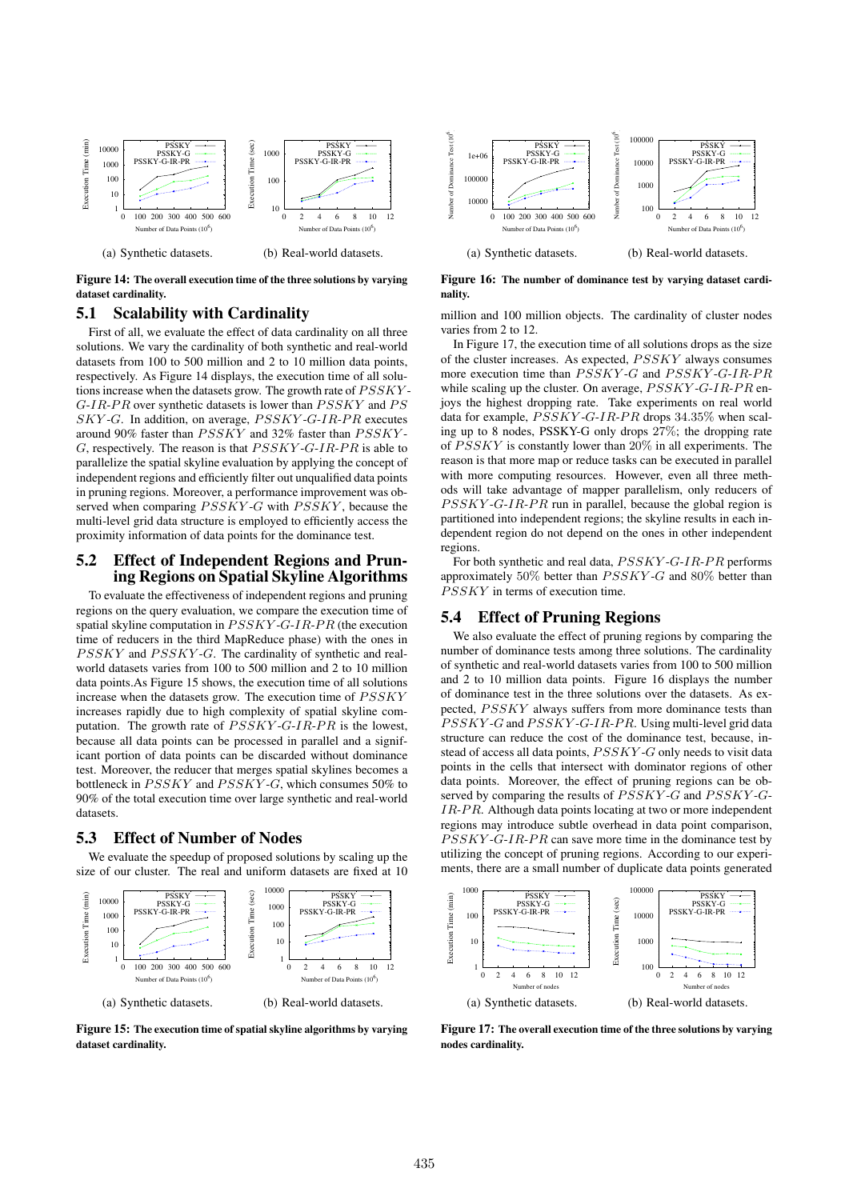(a) Synthetic datasets.

(b) Real-world datasets.

**Figure 14: The overall execution time of the three solutions by varying dataset cardinality.**

## 5.1 Scalability with Cardinality

First of all, we evaluate the effect of data cardinality on all three solutions. We vary the cardinality of both synthetic and real-world datasets from 100 to 500 million and 2 to 10 million data points, respectively. As Figure 14 displays, the execution time of all solutions increase when the datasets grow. The growth rate of $PSSKY$-$G$-$IR$-$PR$ over synthetic datasets is lower than $PSSKY$ and $PSSKY$-$G$. In addition, on average, $PSSKY$-$G$-$IR$-$PR$ executes around 90% faster than $PSSKY$ and 32% faster than $PSSKY$-$G$, respectively. The reason is that $PSSKY$-$G$-$IR$-$PR$ is able to parallelize the spatial skyline evaluation by applying the concept of independent regions and efficiently filter out unqualified data points in pruning regions. Moreover, a performance improvement was observed when comparing $PSSKY$-$G$ with $PSSKY$, because the multi-level grid data structure is employed to efficiently access the proximity information of data points for the dominance test.

## 5.2 Effect of Independent Regions and Pruning Regions on Spatial Skyline Algorithms

To evaluate the effectiveness of independent regions and pruning regions on the query evaluation, we compare the execution time of spatial skyline computation in $PSSKY$-$G$-$IR$-$PR$ (the execution time of reducers in the third MapReduce phase) with the ones in $PSSKY$ and $PSSKY$-$G$. The cardinality of synthetic and real-world datasets varies from 100 to 500 million and 2 to 10 million data points.As Figure 15 shows, the execution time of all solutions increase when the datasets grow. The execution time of $PSSKY$ increases rapidly due to high complexity of spatial skyline computation. The growth rate of $PSSKY$-$G$-$IR$-$PR$ is the lowest, because all data points can be processed in parallel and a significant portion of data points can be discarded without dominance test. Moreover, the reducer that merges spatial skylines becomes a bottleneck in $PSSKY$ and $PSSKY$-$G$, which consumes 50% to 90% of the total execution time over large synthetic and real-world datasets.

## 5.3 Effect of Number of Nodes

We evaluate the speedup of proposed solutions by scaling up the size of our cluster. The real and uniform datasets are fixed at 10

(a) Synthetic datasets.

(b) Real-world datasets.

**Figure 15: The execution time of spatial skyline algorithms by varying dataset cardinality.**

(a) Synthetic datasets.

(b) Real-world datasets.

**Figure 16: The number of dominance test by varying dataset cardinality.**

million and 100 million objects. The cardinality of cluster nodes varies from 2 to 12.

In Figure 17, the execution time of all solutions drops as the size of the cluster increases. As expected, $PSSKY$ always consumes more execution time than $PSSKY$-$G$ and $PSSKY$-$G$-$IR$-$PR$ while scaling up the cluster. On average, $PSSKY$-$G$-$IR$-$PR$ enjoys the highest dropping rate. Take experiments on real world data for example, $PSSKY$-$G$-$IR$-$PR$ drops 34.35% when scaling up to 8 nodes, PSSKY-G only drops 27%; the dropping rate of $PSSKY$ is constantly lower than 20% in all experiments. The reason is that more map or reduce tasks can be executed in parallel with more computing resources. However, even all three methods will take advantage of mapper parallelism, only reducers of $PSSKY$-$G$-$IR$-$PR$ run in parallel, because the global region is partitioned into independent regions; the skyline results in each independent region do not depend on the ones in other independent regions.

For both synthetic and real data, $PSSKY$-$G$-$IR$-$PR$ performs approximately 50% better than $PSSKY$-$G$ and 80% better than $PSSKY$ in terms of execution time.

## 5.4 Effect of Pruning Regions

We also evaluate the effect of pruning regions by comparing the number of dominance tests among three solutions. The cardinality of synthetic and real-world datasets varies from 100 to 500 million and 2 to 10 million data points. Figure 16 displays the number of dominance test in the three solutions over the datasets. As expected, $PSSKY$ always suffers from more dominance tests than $PSSKY$-$G$ and $PSSKY$-$G$-$IR$-$PR$. Using multi-level grid data structure can reduce the cost of the dominance test, because, instead of access all data points, $PSSKY$-$G$ only needs to visit data points in the cells that intersect with dominator regions of other data points. Moreover, the effect of pruning regions can be observed by comparing the results of $PSSKY$-$G$ and $PSSKY$-$G$-$IR$-$PR$. Although data points locating at two or more independent regions may introduce subtle overhead in data point comparison, $PSSKY$-$G$-$IR$-$PR$ can save more time in the dominance test by utilizing the concept of pruning regions. According to our experiments, there are a small number of duplicate data points generated

(a) Synthetic datasets.

(b) Real-world datasets.

**Figure 17: The overall execution time of the three solutions by varying nodes cardinality.**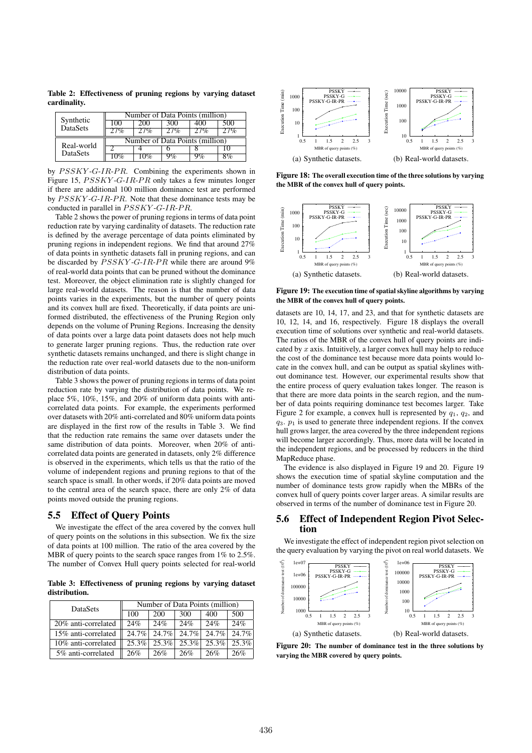**Table 2: Effectiveness of pruning regions by varying dataset cardinality.**

| Synthetic DataSets | Number of Data Points (million) | | | | |
|---|---|---|---|---|---|
| | 100 | 200 | 300 | 400 | 500 |
| | 27% | 27% | 27% | 27% | 27% |
| Real-world DataSets | Number of Data Points (million) | | | | |
| | 2 | 4 | 6 | 8 | 10 |
| | 10% | 10% | 9% | 9% | 8% |

by $PSSKY\text{-}G\text{-}IR\text{-}PR$. Combining the experiments shown in Figure 15, $PSSKY\text{-}G\text{-}IR\text{-}PR$ only takes a few minutes longer if there are additional 100 million dominance test are performed by $PSSKY\text{-}G\text{-}IR\text{-}PR$. Note that these dominance tests may be conducted in parallel in $PSSKY\text{-}G\text{-}IR\text{-}PR$.

Table 2 shows the power of pruning regions in terms of data point reduction rate by varying cardinality of datasets. The reduction rate is defined by the average percentage of data points eliminated by pruning regions in independent regions. We find that around 27% of data points in synthetic datasets fall in pruning regions, and can be discarded by $PSSKY\text{-}G\text{-}IR\text{-}PR$ while there are around 9% of real-world data points that can be pruned without the dominance test. Moreover, the object elimination rate is slightly changed for large real-world datasets. The reason is that the number of data points varies in the experiments, but the number of query points and its convex hull are fixed. Theoretically, if data points are uniformed distributed, the effectiveness of the Pruning Region only depends on the volume of Pruning Regions. Increasing the density of data points over a large data point datasets does not help much to generate larger pruning regions. Thus, the reduction rate over synthetic datasets remains unchanged, and there is slight change in the reduction rate over real-world datasets due to the non-uniform distribution of data points.

Table 3 shows the power of pruning regions in terms of data point reduction rate by varying the distribution of data points. We replace 5%, 10%, 15%, and 20% of uniform data points with anti-correlated data points. For example, the experiments performed over datasets with 20% anti-correlated and 80% uniform data points are displayed in the first row of the results in Table 3. We find that the reduction rate remains the same over datasets under the same distribution of data points. Moreover, when 20% of anti-correlated data points are generated in datasets, only 2% difference is observed in the experiments, which tells us that the ratio of the volume of independent regions and pruning regions to that of the search space is small. In other words, if 20% data points are moved to the central area of the search space, there are only 2% of data points moved outside the pruning regions.

## 5.5 Effect of Query Points

We investigate the effect of the area covered by the convex hull of query points on the solutions in this subsection. We fix the size of data points at 100 million. The ratio of the area covered by the MBR of query points to the search space ranges from 1% to 2.5%. The number of Convex Hull query points selected for real-world

**Table 3: Effectiveness of pruning regions by varying dataset distribution.**

| DataSets | Number of Data Points (million) | | | | |
|---|---|---|---|---|---|
| | 100 | 200 | 300 | 400 | 500 |
| 20% anti-correlated | 24% | 24% | 24% | 24% | 24% |
| 15% anti-correlated | 24.7% | 24.7% | 24.7% | 24.7% | 24.7% |
| 10% anti-correlated | 25.3% | 25.3% | 25.3% | 25.3% | 25.3% |
| 5% anti-correlated | 26% | 26% | 26% | 26% | 26% |

(a) Synthetic datasets. (b) Real-world datasets.

**Figure 18: The overall execution time of the three solutions by varying the MBR of the convex hull of query points.**

(a) Synthetic datasets. (b) Real-world datasets.

**Figure 19: The execution time of spatial skyline algorithms by varying the MBR of the convex hull of query points.**

datasets are 10, 14, 17, and 23, and that for synthetic datasets are 10, 12, 14, and 16, respectively. Figure 18 displays the overall execution time of solutions over synthetic and real-world datasets. The ratios of the MBR of the convex hull of query points are indicated by $x$ axis. Intuitively, a larger convex hull may help to reduce the cost of the dominance test because more data points would locate in the convex hull, and can be output as spatial skylines without dominance test. However, our experimental results show that the entire process of query evaluation takes longer. The reason is that there are more data points in the search region, and the number of data points requiring dominance test becomes larger. Take Figure 2 for example, a convex hull is represented by $q_1$, $q_2$, and $q_3$. $p_1$ is used to generate three independent regions. If the convex hull grows larger, the area covered by the three independent regions will become larger accordingly. Thus, more data will be located in the independent regions, and be processed by reducers in the third MapReduce phase.

The evidence is also displayed in Figure 19 and 20. Figure 19 shows the execution time of spatial skyline computation and the number of dominance tests grow rapidly when the MBRs of the convex hull of query points cover larger areas. A similar results are observed in terms of the number of dominance test in Figure 20.

## 5.6 Effect of Independent Region Pivot Selection

We investigate the effect of independent region pivot selection on the query evaluation by varying the pivot on real world datasets. We

(a) Synthetic datasets. (b) Real-world datasets.

**Figure 20: The number of dominance test in the three solutions by varying the MBR covered by query points.**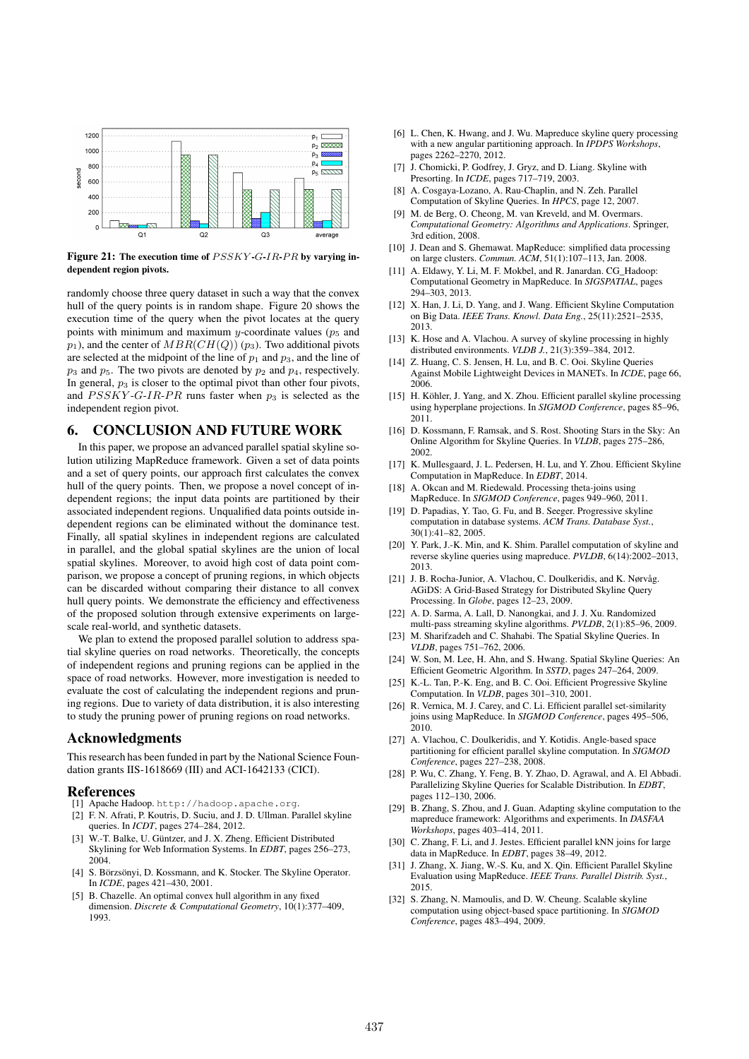1200
1000
800
600
400
200
0
second
$p_1$
$p_2$
$p_3$
$p_4$
$p_5$
Q1
Q2
Q3
average

**Figure 21: The execution time of $PSSKY$-$G$-$IR$-$PR$ by varying independent region pivots.**

randomly choose three query dataset in such a way that the convex hull of the query points is in random shape. Figure 20 shows the execution time of the query when the pivot locates at the query points with minimum and maximum $y$-coordinate values ($p_5$ and $p_1$), and the center of $MBR(CH(Q))$ ($p_3$). Two additional pivots are selected at the midpoint of the line of $p_1$ and $p_3$, and the line of $p_3$ and $p_5$. The two pivots are denoted by $p_2$ and $p_4$, respectively. In general, $p_3$ is closer to the optimal pivot than other four pivots, and $PSSKY$-$G$-$IR$-$PR$ runs faster when $p_3$ is selected as the independent region pivot.

## 6. CONCLUSION AND FUTURE WORK

In this paper, we propose an advanced parallel spatial skyline solution utilizing MapReduce framework. Given a set of data points and a set of query points, our approach first calculates the convex hull of the query points. Then, we propose a novel concept of independent regions; the input data points are partitioned by their associated independent regions. Unqualified data points outside independent regions can be eliminated without the dominance test. Finally, all spatial skylines in independent regions are calculated in parallel, and the global spatial skylines are the union of local spatial skylines. Moreover, to avoid high cost of data point comparison, we propose a concept of pruning regions, in which objects can be discarded without comparing their distance to all convex hull query points. We demonstrate the efficiency and effectiveness of the proposed solution through extensive experiments on large-scale real-world, and synthetic datasets.

We plan to extend the proposed parallel solution to address spatial skyline queries on road networks. Theoretically, the concepts of independent regions and pruning regions can be applied in the space of road networks. However, more investigation is needed to evaluate the cost of calculating the independent regions and pruning regions. Due to variety of data distribution, it is also interesting to study the pruning power of pruning regions on road networks.

## Acknowledgments

This research has been funded in part by the National Science Foundation grants IIS-1618669 (III) and ACI-1642133 (CICI).

## References

[1] Apache Hadoop. http://hadoop.apache.org.

[2] F. N. Afrati, P. Koutris, D. Suciu, and J. D. Ullman. Parallel skyline queries. In *ICDT*, pages 274–284, 2012.

[3] W.-T. Balke, U. Güntzer, and J. X. Zheng. Efficient Distributed Skylining for Web Information Systems. In *EDBT*, pages 256–273, 2004.

[4] S. Börzsönyi, D. Kossmann, and K. Stocker. The Skyline Operator. In *ICDE*, pages 421–430, 2001.

[5] B. Chazelle. An optimal convex hull algorithm in any fixed dimension. *Discrete & Computational Geometry*, 10(1):377–409, 1993.

[6] L. Chen, K. Hwang, and J. Wu. Mapreduce skyline query processing with a new angular partitioning approach. In *IPDPS Workshops*, pages 2262–2270, 2012.

[7] J. Chomicki, P. Godfrey, J. Gryz, and D. Liang. Skyline with Presorting. In *ICDE*, pages 717–719, 2003.

[8] A. Cosgaya-Lozano, A. Rau-Chaplin, and N. Zeh. Parallel Computation of Skyline Queries. In *HPCS*, page 12, 2007.

[9] M. de Berg, O. Cheong, M. van Kreveld, and M. Overmars. *Computational Geometry: Algorithms and Applications*. Springer, 3rd edition, 2008.

[10] J. Dean and S. Ghemawat. MapReduce: simplified data processing on large clusters. *Commun. ACM*, 51(1):107–113, Jan. 2008.

[11] A. Eldawy, Y. Li, M. F. Mokbel, and R. Janardan. CG_Hadoop: Computational Geometry in MapReduce. In *SIGSPATIAL*, pages 294–303, 2013.

[12] X. Han, J. Li, D. Yang, and J. Wang. Efficient Skyline Computation on Big Data. *IEEE Trans. Knowl. Data Eng.*, 25(11):2521–2535, 2013.

[13] K. Hose and A. Vlachou. A survey of skyline processing in highly distributed environments. *VLDB J.*, 21(3):359–384, 2012.

[14] Z. Huang, C. S. Jensen, H. Lu, and B. C. Ooi. Skyline Queries Against Mobile Lightweight Devices in MANETs. In *ICDE*, page 66, 2006.

[15] H. Köhler, J. Yang, and X. Zhou. Efficient parallel skyline processing using hyperplane projections. In *SIGMOD Conference*, pages 85–96, 2011.

[16] D. Kossmann, F. Ramsak, and S. Rost. Shooting Stars in the Sky: An Online Algorithm for Skyline Queries. In *VLDB*, pages 275–286, 2002.

[17] K. Mullesgaard, J. L. Pedersen, H. Lu, and Y. Zhou. Efficient Skyline Computation in MapReduce. In *EDBT*, 2014.

[18] A. Okcan and M. Riedewald. Processing theta-joins using MapReduce. In *SIGMOD Conference*, pages 949–960, 2011.

[19] D. Papadias, Y. Tao, G. Fu, and B. Seeger. Progressive skyline computation in database systems. *ACM Trans. Database Syst.*, 30(1):41–82, 2005.

[20] Y. Park, J.-K. Min, and K. Shim. Parallel computation of skyline and reverse skyline queries using mapreduce. *PVLDB*, 6(14):2002–2013, 2013.

[21] J. B. Rocha-Junior, A. Vlachou, C. Doulkeridis, and K. Nørvåg. AGiDS: A Grid-Based Strategy for Distributed Skyline Query Processing. In *Globe*, pages 12–23, 2009.

[22] A. D. Sarma, A. Lall, D. Nanongkai, and J. J. Xu. Randomized multi-pass streaming skyline algorithms. *PVLDB*, 2(1):85–96, 2009.

[23] M. Sharifzadeh and C. Shahabi. The Spatial Skyline Queries. In *VLDB*, pages 751–762, 2006.

[24] W. Son, M. Lee, H. Ahn, and S. Hwang. Spatial Skyline Queries: An Efficient Geometric Algorithm. In *SSTD*, pages 247–264, 2009.

[25] K.-L. Tan, P.-K. Eng, and B. C. Ooi. Efficient Progressive Skyline Computation. In *VLDB*, pages 301–310, 2001.

[26] R. Vernica, M. J. Carey, and C. Li. Efficient parallel set-similarity joins using MapReduce. In *SIGMOD Conference*, pages 495–506, 2010.

[27] A. Vlachou, C. Doulkeridis, and Y. Kotidis. Angle-based space partitioning for efficient parallel skyline computation. In *SIGMOD Conference*, pages 227–238, 2008.

[28] P. Wu, C. Zhang, Y. Feng, B. Y. Zhao, D. Agrawal, and A. El Abbadi. Parallelizing Skyline Queries for Scalable Distribution. In *EDBT*, pages 112–130, 2006.

[29] B. Zhang, S. Zhou, and J. Guan. Adapting skyline computation to the mapreduce framework: Algorithms and experiments. In *DASFAA Workshops*, pages 403–414, 2011.

[30] C. Zhang, F. Li, and J. Jestes. Efficient parallel kNN joins for large data in MapReduce. In *EDBT*, pages 38–49, 2012.

[31] J. Zhang, X. Jiang, W.-S. Ku, and X. Qin. Efficient Parallel Skyline Evaluation using MapReduce. *IEEE Trans. Parallel Distrib. Syst.*, 2015.

[32] S. Zhang, N. Mamoulis, and D. W. Cheung. Scalable skyline computation using object-based space partitioning. In *SIGMOD Conference*, pages 483–494, 2009.